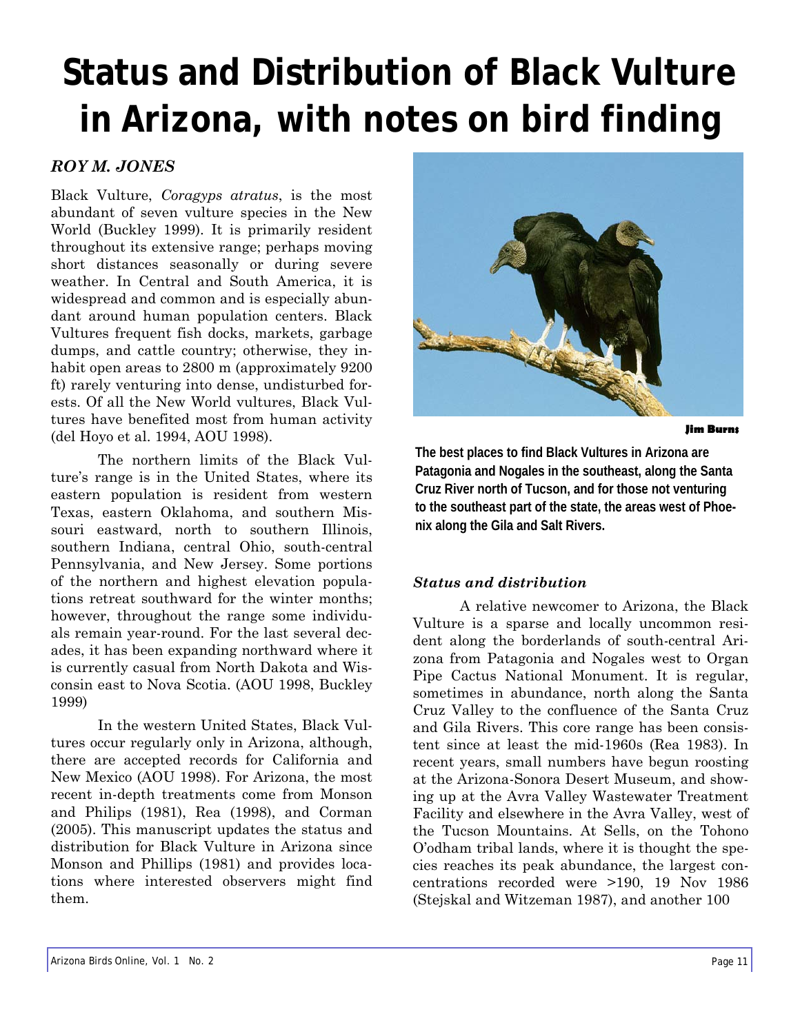# Status and Distribution of Black Vulture in Arizona, with notes on bird finding

***ROY M. JONES***

Black Vulture, *Coragyps atratus*, is the most abundant of seven vulture species in the New World (Buckley 1999). It is primarily resident throughout its extensive range; perhaps moving short distances seasonally or during severe weather. In Central and South America, it is widespread and common and is especially abundant around human population centers. Black Vultures frequent fish docks, markets, garbage dumps, and cattle country; otherwise, they inhabit open areas to 2800 m (approximately 9200 ft) rarely venturing into dense, undisturbed forests. Of all the New World vultures, Black Vultures have benefited most from human activity (del Hoyo et al. 1994, AOU 1998).

The northern limits of the Black Vulture's range is in the United States, where its eastern population is resident from western Texas, eastern Oklahoma, and southern Missouri eastward, north to southern Illinois, southern Indiana, central Ohio, south-central Pennsylvania, and New Jersey. Some portions of the northern and highest elevation populations retreat southward for the winter months; however, throughout the range some individuals remain year-round. For the last several decades, it has been expanding northward where it is currently casual from North Dakota and Wisconsin east to Nova Scotia. (AOU 1998, Buckley 1999)

In the western United States, Black Vultures occur regularly only in Arizona, although, there are accepted records for California and New Mexico (AOU 1998). For Arizona, the most recent in-depth treatments come from Monson and Philips (1981), Rea (1998), and Corman (2005). This manuscript updates the status and distribution for Black Vulture in Arizona since Monson and Phillips (1981) and provides locations where interested observers might find them.

Jim Burns

**The best places to find Black Vultures in Arizona are Patagonia and Nogales in the southeast, along the Santa Cruz River north of Tucson, and for those not venturing to the southeast part of the state, the areas west of Phoenix along the Gila and Salt Rivers.**

### *Status and distribution*

A relative newcomer to Arizona, the Black Vulture is a sparse and locally uncommon resident along the borderlands of south-central Arizona from Patagonia and Nogales west to Organ Pipe Cactus National Monument. It is regular, sometimes in abundance, north along the Santa Cruz Valley to the confluence of the Santa Cruz and Gila Rivers. This core range has been consistent since at least the mid-1960s (Rea 1983). In recent years, small numbers have begun roosting at the Arizona-Sonora Desert Museum, and showing up at the Avra Valley Wastewater Treatment Facility and elsewhere in the Avra Valley, west of the Tucson Mountains. At Sells, on the Tohono O'odham tribal lands, where it is thought the species reaches its peak abundance, the largest concentrations recorded were >190, 19 Nov 1986 (Stejskal and Witzeman 1987), and another 100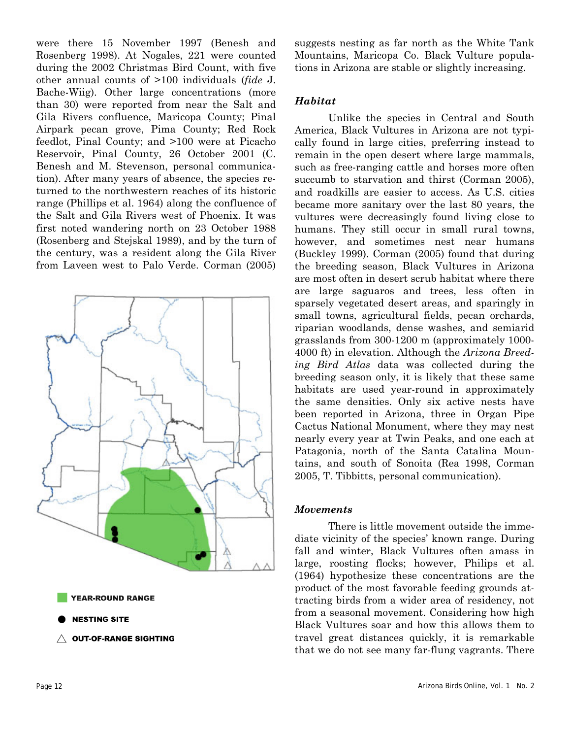were there 15 November 1997 (Benesh and Rosenberg 1998). At Nogales, 221 were counted during the 2002 Christmas Bird Count, with five other annual counts of >100 individuals (*fide* J. Bache-Wiig). Other large concentrations (more than 30) were reported from near the Salt and Gila Rivers confluence, Maricopa County; Pinal Airpark pecan grove, Pima County; Red Rock feedlot, Pinal County; and >100 were at Picacho Reservoir, Pinal County, 26 October 2001 (C. Benesh and M. Stevenson, personal communication). After many years of absence, the species returned to the northwestern reaches of its historic range (Phillips et al. 1964) along the confluence of the Salt and Gila Rivers west of Phoenix. It was first noted wandering north on 23 October 1988 (Rosenberg and Stejskal 1989), and by the turn of the century, was a resident along the Gila River from Laveen west to Palo Verde. Corman (2005) suggests nesting as far north as the White Tank Mountains, Maricopa Co. Black Vulture populations in Arizona are stable or slightly increasing.

YEAR-ROUND RANGE

NESTING SITE

OUT-OF-RANGE SIGHTING

### Habitat

Unlike the species in Central and South America, Black Vultures in Arizona are not typically found in large cities, preferring instead to remain in the open desert where large mammals, such as free-ranging cattle and horses more often succumb to starvation and thirst (Corman 2005), and roadkills are easier to access. As U.S. cities became more sanitary over the last 80 years, the vultures were decreasingly found living close to humans. They still occur in small rural towns, however, and sometimes nest near humans (Buckley 1999). Corman (2005) found that during the breeding season, Black Vultures in Arizona are most often in desert scrub habitat where there are large saguaros and trees, less often in sparsely vegetated desert areas, and sparingly in small towns, agricultural fields, pecan orchards, riparian woodlands, dense washes, and semiarid grasslands from 300-1200 m (approximately 1000-4000 ft) in elevation. Although the *Arizona Breeding Bird Atlas* data was collected during the breeding season only, it is likely that these same habitats are used year-round in approximately the same densities. Only six active nests have been reported in Arizona, three in Organ Pipe Cactus National Monument, where they may nest nearly every year at Twin Peaks, and one each at Patagonia, north of the Santa Catalina Mountains, and south of Sonoita (Rea 1998, Corman 2005, T. Tibbitts, personal communication).

### Movements

There is little movement outside the immediate vicinity of the species' known range. During fall and winter, Black Vultures often amass in large, roosting flocks; however, Philips et al. (1964) hypothesize these concentrations are the product of the most favorable feeding grounds attracting birds from a wider area of residency, not from a seasonal movement. Considering how high Black Vultures soar and how this allows them to travel great distances quickly, it is remarkable that we do not see many far-flung vagrants. There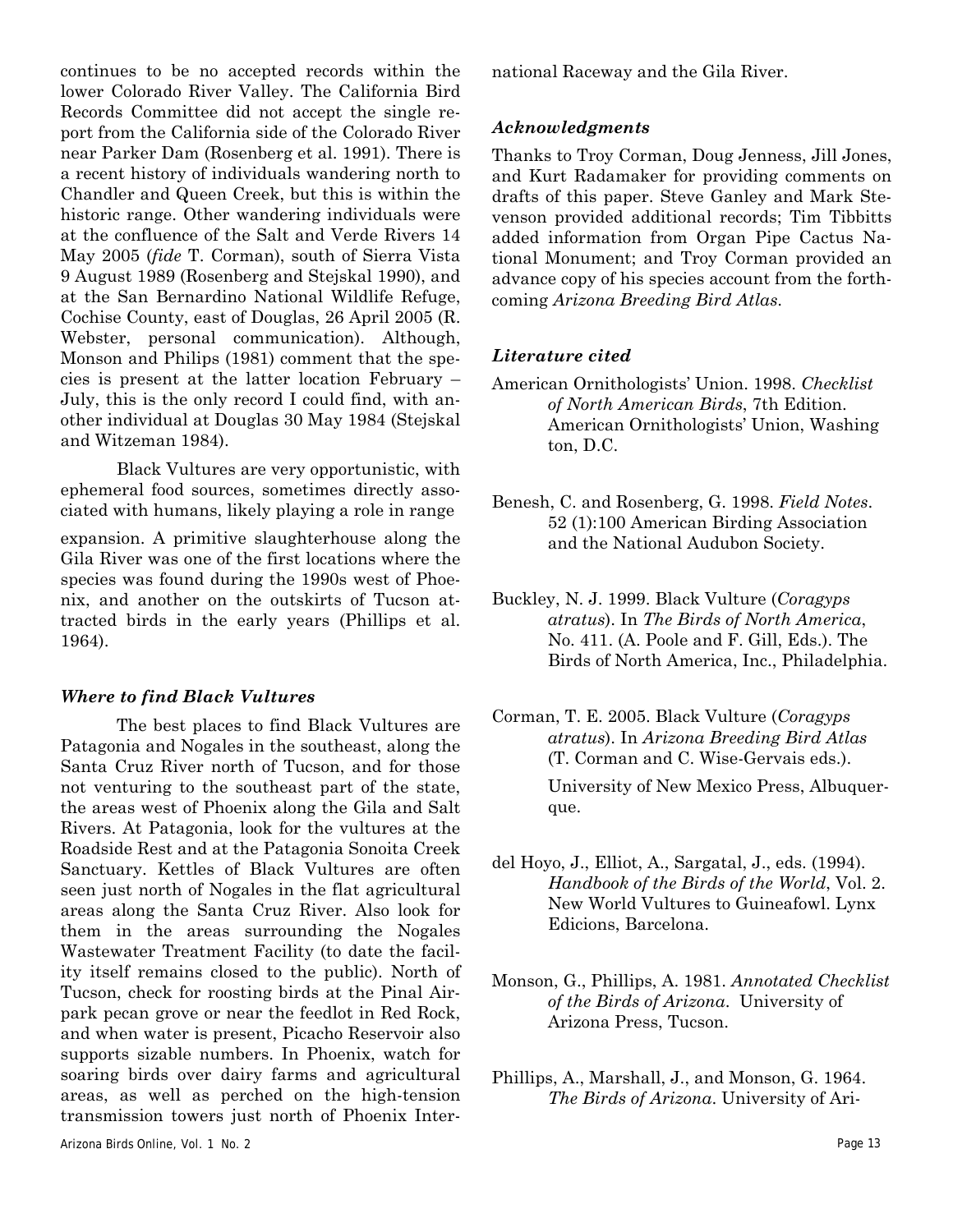continues to be no accepted records within the lower Colorado River Valley. The California Bird Records Committee did not accept the single report from the California side of the Colorado River near Parker Dam (Rosenberg et al. 1991). There is a recent history of individuals wandering north to Chandler and Queen Creek, but this is within the historic range. Other wandering individuals were at the confluence of the Salt and Verde Rivers 14 May 2005 (*fide* T. Corman), south of Sierra Vista 9 August 1989 (Rosenberg and Stejskal 1990), and at the San Bernardino National Wildlife Refuge, Cochise County, east of Douglas, 26 April 2005 (R. Webster, personal communication). Although, Monson and Philips (1981) comment that the species is present at the latter location February – July, this is the only record I could find, with another individual at Douglas 30 May 1984 (Stejskal and Witzeman 1984).

Black Vultures are very opportunistic, with ephemeral food sources, sometimes directly associated with humans, likely playing a role in range expansion. A primitive slaughterhouse along the Gila River was one of the first locations where the species was found during the 1990s west of Phoenix, and another on the outskirts of Tucson attracted birds in the early years (Phillips et al. 1964).

### *Where to find Black Vultures*

The best places to find Black Vultures are Patagonia and Nogales in the southeast, along the Santa Cruz River north of Tucson, and for those not venturing to the southeast part of the state, the areas west of Phoenix along the Gila and Salt Rivers. At Patagonia, look for the vultures at the Roadside Rest and at the Patagonia Sonoita Creek Sanctuary. Kettles of Black Vultures are often seen just north of Nogales in the flat agricultural areas along the Santa Cruz River. Also look for them in the areas surrounding the Nogales Wastewater Treatment Facility (to date the facility itself remains closed to the public). North of Tucson, check for roosting birds at the Pinal Airpark pecan grove or near the feedlot in Red Rock, and when water is present, Picacho Reservoir also supports sizable numbers. In Phoenix, watch for soaring birds over dairy farms and agricultural areas, as well as perched on the high-tension transmission towers just north of Phoenix International Raceway and the Gila River.

### *Acknowledgments*

Thanks to Troy Corman, Doug Jenness, Jill Jones, and Kurt Radamaker for providing comments on drafts of this paper. Steve Ganley and Mark Stevenson provided additional records; Tim Tibbitts added information from Organ Pipe Cactus National Monument; and Troy Corman provided an advance copy of his species account from the forthcoming *Arizona Breeding Bird Atlas*.

### *Literature cited*

American Ornithologists' Union. 1998. *Checklist of North American Birds*, 7th Edition. American Ornithologists' Union, Washington, D.C.

Benesh, C. and Rosenberg, G. 1998. *Field Notes*. 52 (1):100 American Birding Association and the National Audubon Society.

Buckley, N. J. 1999. Black Vulture (*Coragyps atratus*). In *The Birds of North America*, No. 411. (A. Poole and F. Gill, Eds.). The Birds of North America, Inc., Philadelphia.

Corman, T. E. 2005. Black Vulture (*Coragyps atratus*). In *Arizona Breeding Bird Atlas* (T. Corman and C. Wise-Gervais eds.). University of New Mexico Press, Albuquerque.

del Hoyo, J., Elliot, A., Sargatal, J., eds. (1994). *Handbook of the Birds of the World*, Vol. 2. New World Vultures to Guineafowl. Lynx Edicions, Barcelona.

Monson, G., Phillips, A. 1981. *Annotated Checklist of the Birds of Arizona*. University of Arizona Press, Tucson.

Phillips, A., Marshall, J., and Monson, G. 1964. *The Birds of Arizona*. University of Ari-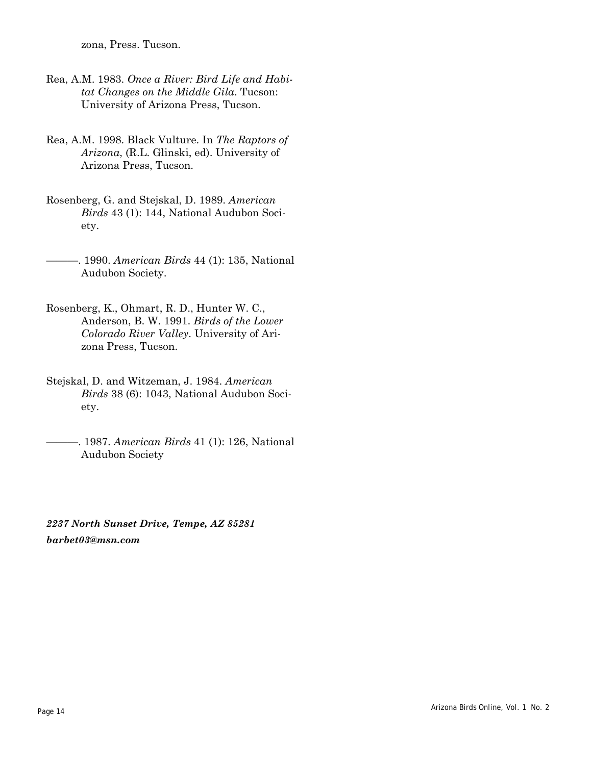zona, Press. Tucson.

Rea, A.M. 1983. *Once a River: Bird Life and Habitat Changes on the Middle Gila*. Tucson: University of Arizona Press, Tucson.

Rea, A.M. 1998. Black Vulture. In *The Raptors of Arizona*, (R.L. Glinski, ed). University of Arizona Press, Tucson.

Rosenberg, G. and Stejskal, D. 1989. *American Birds* 43 (1): 144, National Audubon Society.

———. 1990. *American Birds* 44 (1): 135, National Audubon Society.

Rosenberg, K., Ohmart, R. D., Hunter W. C., Anderson, B. W. 1991. *Birds of the Lower Colorado River Valley*. University of Arizona Press, Tucson.

Stejskal, D. and Witzeman, J. 1984. *American Birds* 38 (6): 1043, National Audubon Society.

———. 1987. *American Birds* 41 (1): 126, National Audubon Society

***2237 North Sunset Drive, Tempe, AZ 85281***
***barbet03@msn.com***